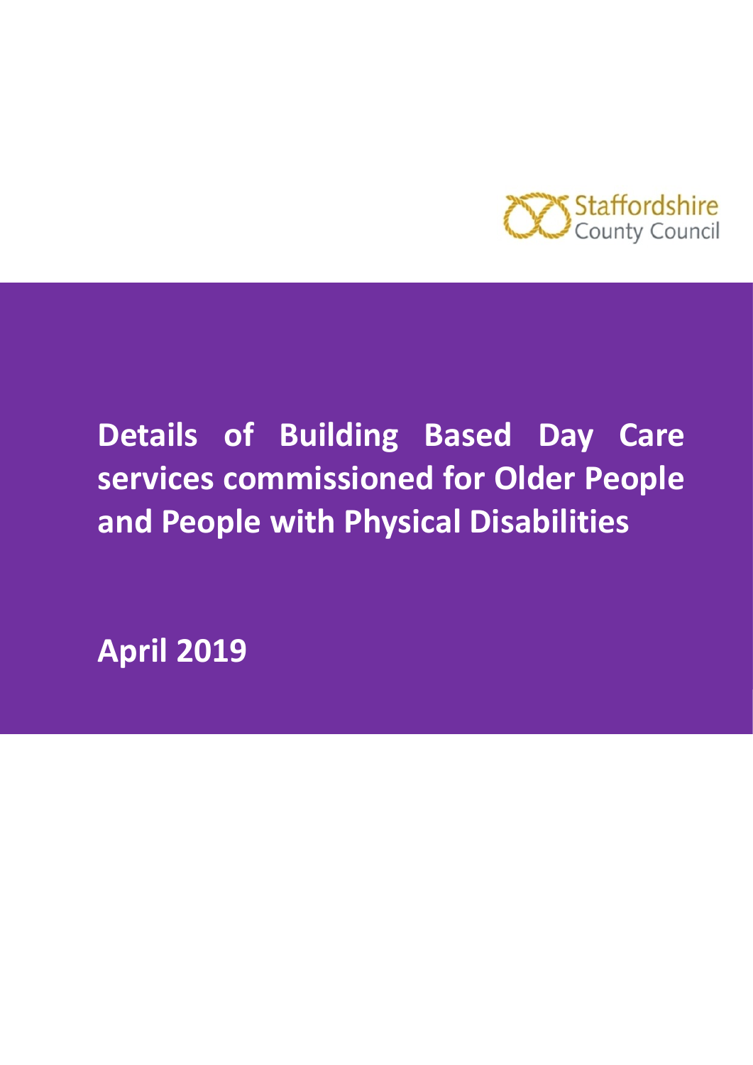Staffordshire County Council

# Details of Building Based Day Care services commissioned for Older People and People with Physical Disabilities

**April 2019**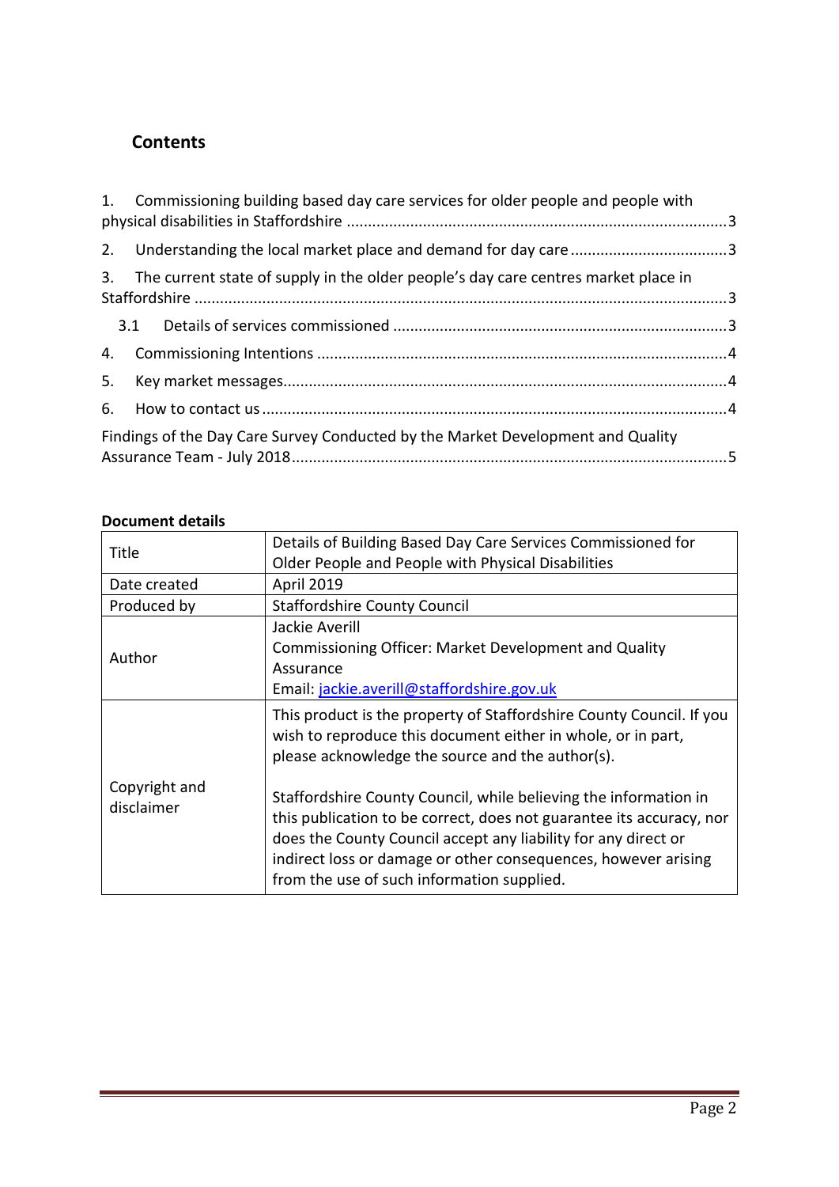## Contents

1. Commissioning building based day care services for older people and people with physical disabilities in Staffordshire ........ 3
2. Understanding the local market place and demand for day care ........ 3
3. The current state of supply in the older people's day care centres market place in Staffordshire ........ 3
   - 3.1 Details of services commissioned ........ 3
4. Commissioning Intentions ........ 4
5. Key market messages ........ 4
6. How to contact us ........ 4

Findings of the Day Care Survey Conducted by the Market Development and Quality Assurance Team - July 2018 ........ 5

**Document details**

| | |
|---|---|
| Title | Details of Building Based Day Care Services Commissioned for Older People and People with Physical Disabilities |
| Date created | April 2019 |
| Produced by | Staffordshire County Council |
| Author | Jackie Averill<br>Commissioning Officer: Market Development and Quality Assurance<br>Email: jackie.averill@staffordshire.gov.uk |
| Copyright and disclaimer | This product is the property of Staffordshire County Council. If you wish to reproduce this document either in whole, or in part, please acknowledge the source and the author(s).<br><br>Staffordshire County Council, while believing the information in this publication to be correct, does not guarantee its accuracy, nor does the County Council accept any liability for any direct or indirect loss or damage or other consequences, however arising from the use of such information supplied. |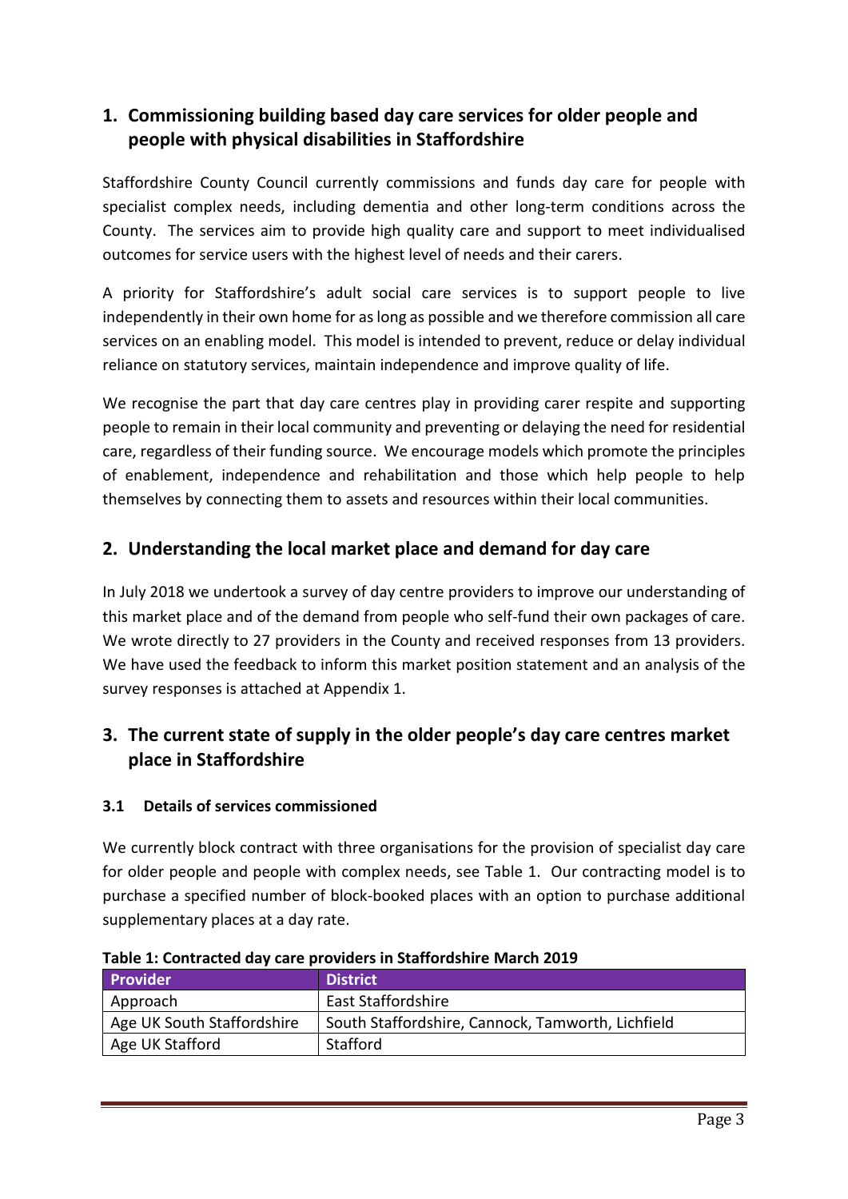## 1. Commissioning building based day care services for older people and people with physical disabilities in Staffordshire

Staffordshire County Council currently commissions and funds day care for people with specialist complex needs, including dementia and other long-term conditions across the County. The services aim to provide high quality care and support to meet individualised outcomes for service users with the highest level of needs and their carers.

A priority for Staffordshire's adult social care services is to support people to live independently in their own home for as long as possible and we therefore commission all care services on an enabling model. This model is intended to prevent, reduce or delay individual reliance on statutory services, maintain independence and improve quality of life.

We recognise the part that day care centres play in providing carer respite and supporting people to remain in their local community and preventing or delaying the need for residential care, regardless of their funding source. We encourage models which promote the principles of enablement, independence and rehabilitation and those which help people to help themselves by connecting them to assets and resources within their local communities.

## 2. Understanding the local market place and demand for day care

In July 2018 we undertook a survey of day centre providers to improve our understanding of this market place and of the demand from people who self-fund their own packages of care. We wrote directly to 27 providers in the County and received responses from 13 providers. We have used the feedback to inform this market position statement and an analysis of the survey responses is attached at Appendix 1.

## 3. The current state of supply in the older people's day care centres market place in Staffordshire

### 3.1 Details of services commissioned

We currently block contract with three organisations for the provision of specialist day care for older people and people with complex needs, see Table 1. Our contracting model is to purchase a specified number of block-booked places with an option to purchase additional supplementary places at a day rate.

**Table 1: Contracted day care providers in Staffordshire March 2019**

| Provider | District |
|---|---|
| Approach | East Staffordshire |
| Age UK South Staffordshire | South Staffordshire, Cannock, Tamworth, Lichfield |
| Age UK Stafford | Stafford |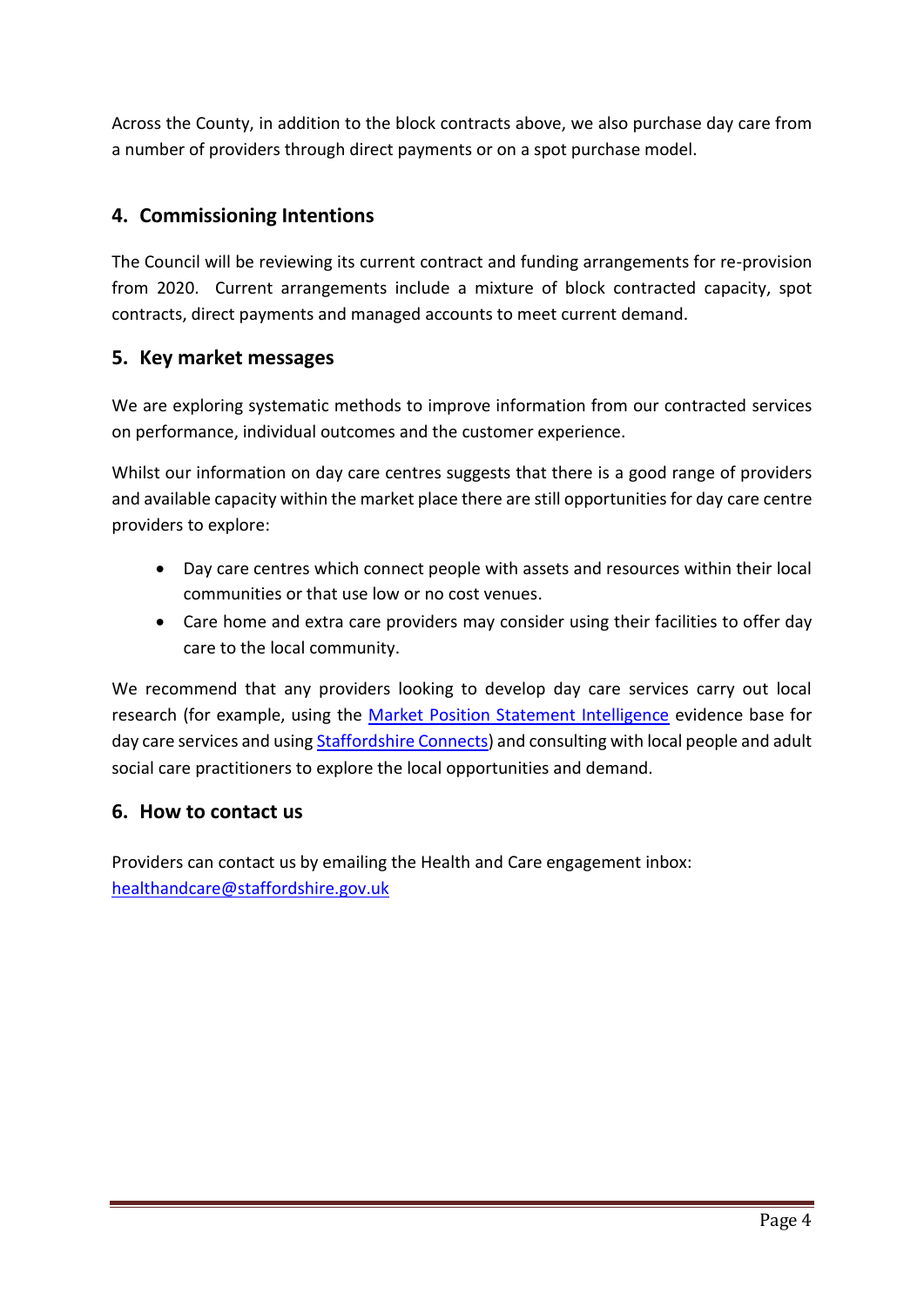Across the County, in addition to the block contracts above, we also purchase day care from a number of providers through direct payments or on a spot purchase model.

## 4. Commissioning Intentions

The Council will be reviewing its current contract and funding arrangements for re-provision from 2020. Current arrangements include a mixture of block contracted capacity, spot contracts, direct payments and managed accounts to meet current demand.

## 5. Key market messages

We are exploring systematic methods to improve information from our contracted services on performance, individual outcomes and the customer experience.

Whilst our information on day care centres suggests that there is a good range of providers and available capacity within the market place there are still opportunities for day care centre providers to explore:

- Day care centres which connect people with assets and resources within their local communities or that use low or no cost venues.
- Care home and extra care providers may consider using their facilities to offer day care to the local community.

We recommend that any providers looking to develop day care services carry out local research (for example, using the Market Position Statement Intelligence evidence base for day care services and using Staffordshire Connects) and consulting with local people and adult social care practitioners to explore the local opportunities and demand.

## 6. How to contact us

Providers can contact us by emailing the Health and Care engagement inbox: healthandcare@staffordshire.gov.uk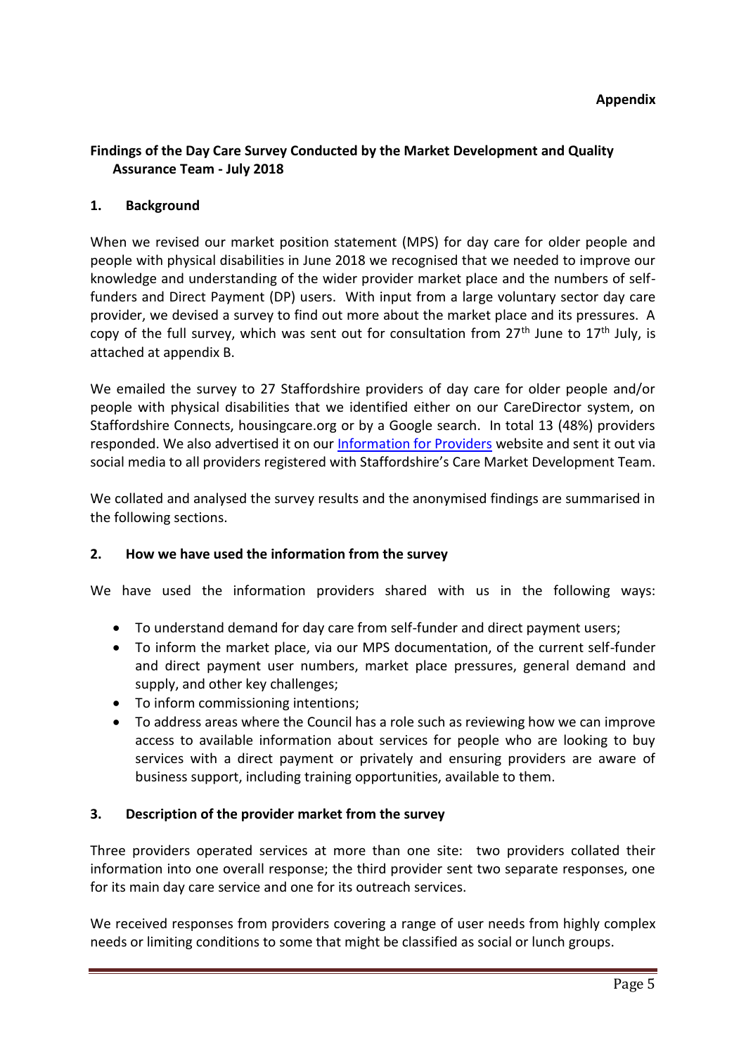**Appendix**

**Findings of the Day Care Survey Conducted by the Market Development and Quality Assurance Team - July 2018**

## 1. Background

When we revised our market position statement (MPS) for day care for older people and people with physical disabilities in June 2018 we recognised that we needed to improve our knowledge and understanding of the wider provider market place and the numbers of self-funders and Direct Payment (DP) users. With input from a large voluntary sector day care provider, we devised a survey to find out more about the market place and its pressures. A copy of the full survey, which was sent out for consultation from 27th June to 17th July, is attached at appendix B.

We emailed the survey to 27 Staffordshire providers of day care for older people and/or people with physical disabilities that we identified either on our CareDirector system, on Staffordshire Connects, housingcare.org or by a Google search. In total 13 (48%) providers responded. We also advertised it on our Information for Providers website and sent it out via social media to all providers registered with Staffordshire's Care Market Development Team.

We collated and analysed the survey results and the anonymised findings are summarised in the following sections.

## 2. How we have used the information from the survey

We have used the information providers shared with us in the following ways:

- To understand demand for day care from self-funder and direct payment users;
- To inform the market place, via our MPS documentation, of the current self-funder and direct payment user numbers, market place pressures, general demand and supply, and other key challenges;
- To inform commissioning intentions;
- To address areas where the Council has a role such as reviewing how we can improve access to available information about services for people who are looking to buy services with a direct payment or privately and ensuring providers are aware of business support, including training opportunities, available to them.

## 3. Description of the provider market from the survey

Three providers operated services at more than one site: two providers collated their information into one overall response; the third provider sent two separate responses, one for its main day care service and one for its outreach services.

We received responses from providers covering a range of user needs from highly complex needs or limiting conditions to some that might be classified as social or lunch groups.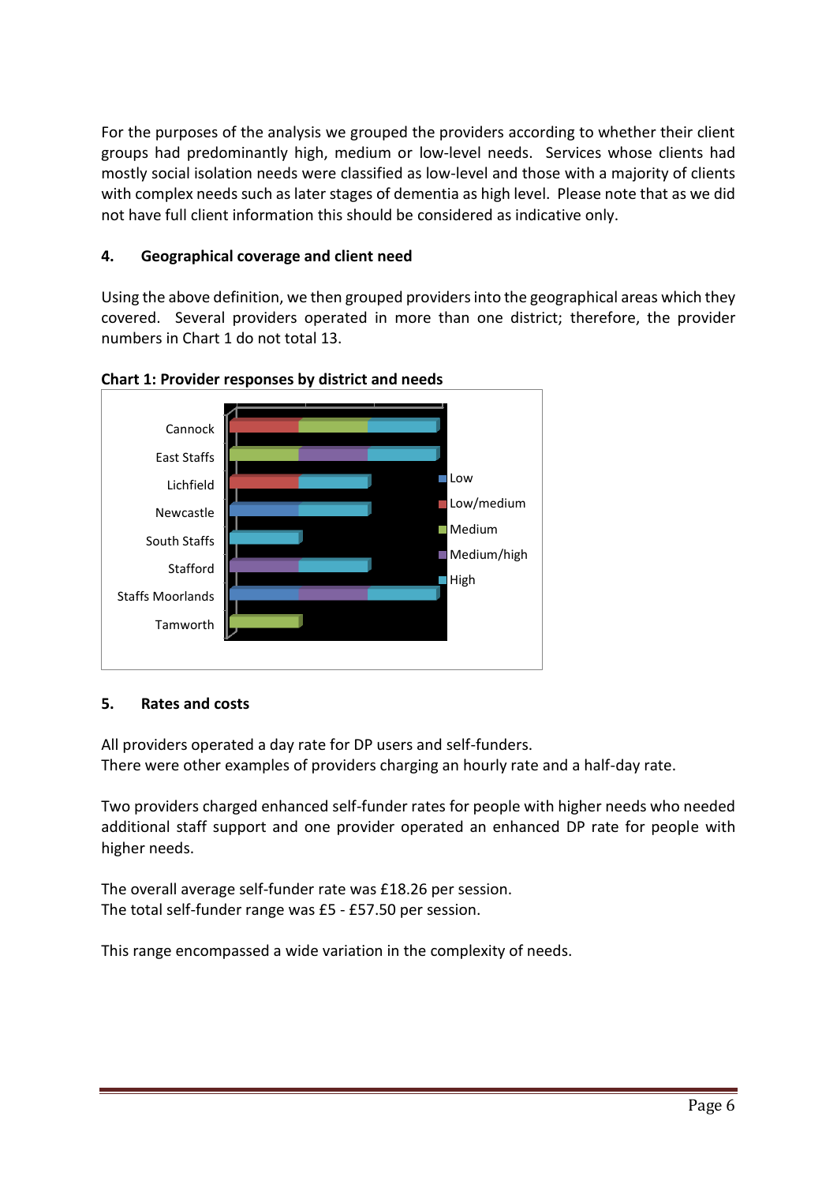For the purposes of the analysis we grouped the providers according to whether their client groups had predominantly high, medium or low-level needs. Services whose clients had mostly social isolation needs were classified as low-level and those with a majority of clients with complex needs such as later stages of dementia as high level. Please note that as we did not have full client information this should be considered as indicative only.

## 4. Geographical coverage and client need

Using the above definition, we then grouped providers into the geographical areas which they covered. Several providers operated in more than one district; therefore, the provider numbers in Chart 1 do not total 13.

**Chart 1: Provider responses by district and needs**

| District | Low | Low/medium | Medium | Medium/high | High |
|---|---|---|---|---|---|
| Cannock | | 1 | 1 | | 1 |
| East Staffs | | | 1 | 1 | 1 |
| Lichfield | | 1 | | | 1 |
| Newcastle | 1 | | | | 1 |
| South Staffs | | | | | 1 |
| Stafford | | | | 1 | 1 |
| Staffs Moorlands | 1 | | | 1 | 1 |
| Tamworth | | | 1 | | |

## 5. Rates and costs

All providers operated a day rate for DP users and self-funders.
There were other examples of providers charging an hourly rate and a half-day rate.

Two providers charged enhanced self-funder rates for people with higher needs who needed additional staff support and one provider operated an enhanced DP rate for people with higher needs.

The overall average self-funder rate was £18.26 per session.
The total self-funder range was £5 - £57.50 per session.

This range encompassed a wide variation in the complexity of needs.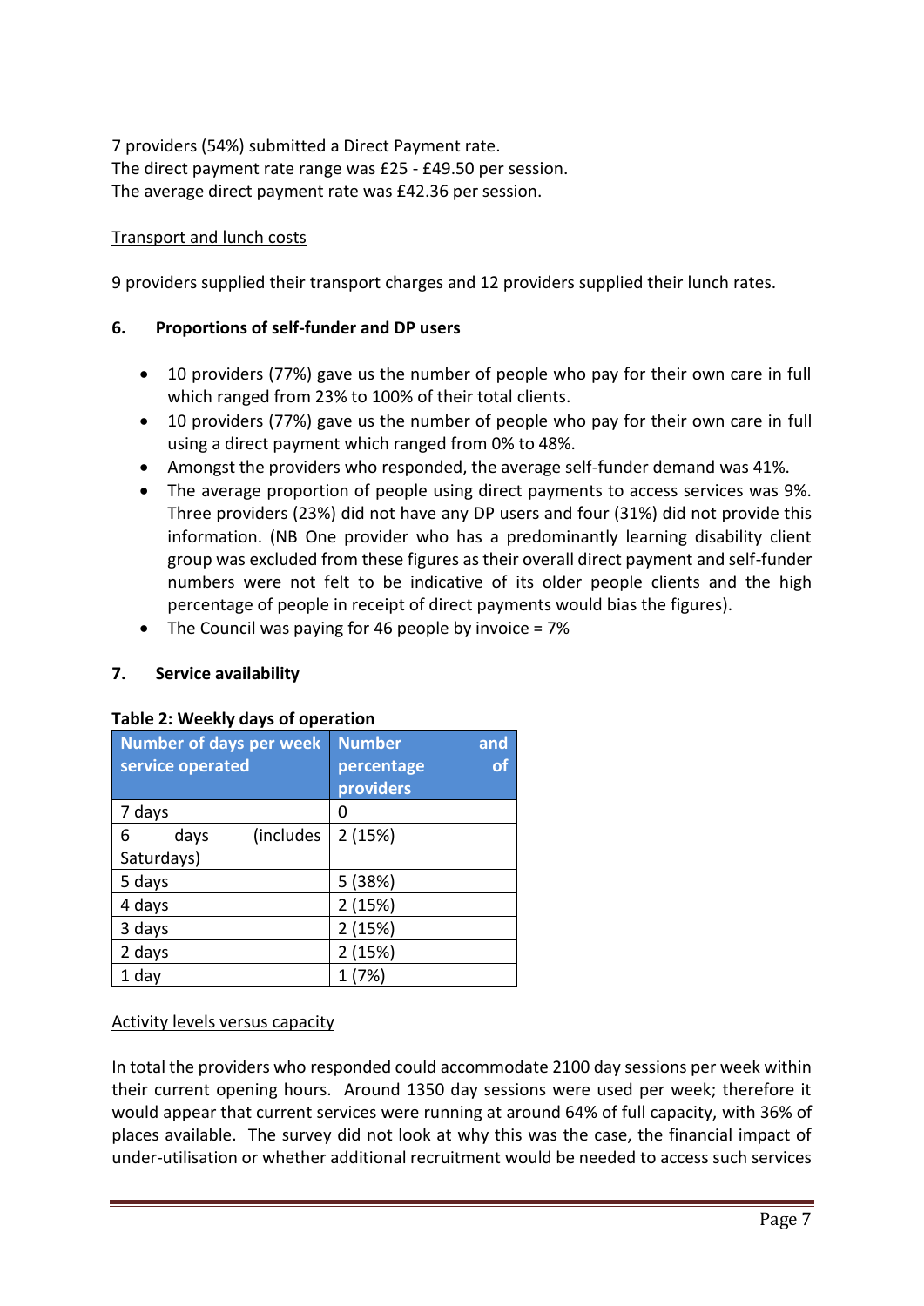7 providers (54%) submitted a Direct Payment rate.
The direct payment rate range was £25 - £49.50 per session.
The average direct payment rate was £42.36 per session.

Transport and lunch costs

9 providers supplied their transport charges and 12 providers supplied their lunch rates.

## 6. Proportions of self-funder and DP users

- 10 providers (77%) gave us the number of people who pay for their own care in full which ranged from 23% to 100% of their total clients.
- 10 providers (77%) gave us the number of people who pay for their own care in full using a direct payment which ranged from 0% to 48%.
- Amongst the providers who responded, the average self-funder demand was 41%.
- The average proportion of people using direct payments to access services was 9%. Three providers (23%) did not have any DP users and four (31%) did not provide this information. (NB One provider who has a predominantly learning disability client group was excluded from these figures as their overall direct payment and self-funder numbers were not felt to be indicative of its older people clients and the high percentage of people in receipt of direct payments would bias the figures).
- The Council was paying for 46 people by invoice = 7%

## 7. Service availability

**Table 2: Weekly days of operation**

| Number of days per week service operated | Number and percentage of providers |
|---|---|
| 7 days | 0 |
| 6 days (includes Saturdays) | 2 (15%) |
| 5 days | 5 (38%) |
| 4 days | 2 (15%) |
| 3 days | 2 (15%) |
| 2 days | 2 (15%) |
| 1 day | 1 (7%) |

Activity levels versus capacity

In total the providers who responded could accommodate 2100 day sessions per week within their current opening hours. Around 1350 day sessions were used per week; therefore it would appear that current services were running at around 64% of full capacity, with 36% of places available. The survey did not look at why this was the case, the financial impact of under-utilisation or whether additional recruitment would be needed to access such services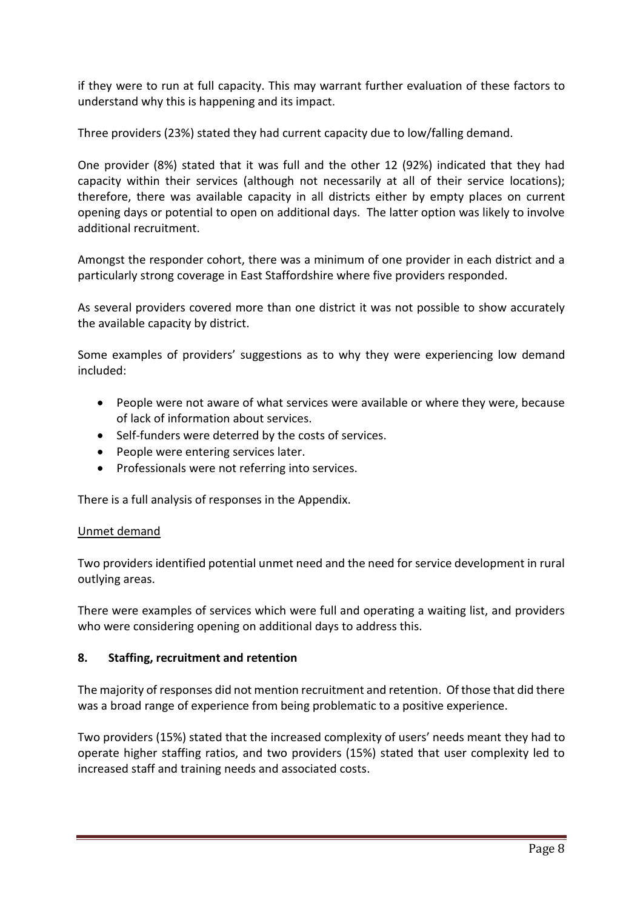if they were to run at full capacity. This may warrant further evaluation of these factors to understand why this is happening and its impact.

Three providers (23%) stated they had current capacity due to low/falling demand.

One provider (8%) stated that it was full and the other 12 (92%) indicated that they had capacity within their services (although not necessarily at all of their service locations); therefore, there was available capacity in all districts either by empty places on current opening days or potential to open on additional days. The latter option was likely to involve additional recruitment.

Amongst the responder cohort, there was a minimum of one provider in each district and a particularly strong coverage in East Staffordshire where five providers responded.

As several providers covered more than one district it was not possible to show accurately the available capacity by district.

Some examples of providers' suggestions as to why they were experiencing low demand included:

- People were not aware of what services were available or where they were, because of lack of information about services.
- Self-funders were deterred by the costs of services.
- People were entering services later.
- Professionals were not referring into services.

There is a full analysis of responses in the Appendix.

Unmet demand

Two providers identified potential unmet need and the need for service development in rural outlying areas.

There were examples of services which were full and operating a waiting list, and providers who were considering opening on additional days to address this.

## 8. Staffing, recruitment and retention

The majority of responses did not mention recruitment and retention. Of those that did there was a broad range of experience from being problematic to a positive experience.

Two providers (15%) stated that the increased complexity of users' needs meant they had to operate higher staffing ratios, and two providers (15%) stated that user complexity led to increased staff and training needs and associated costs.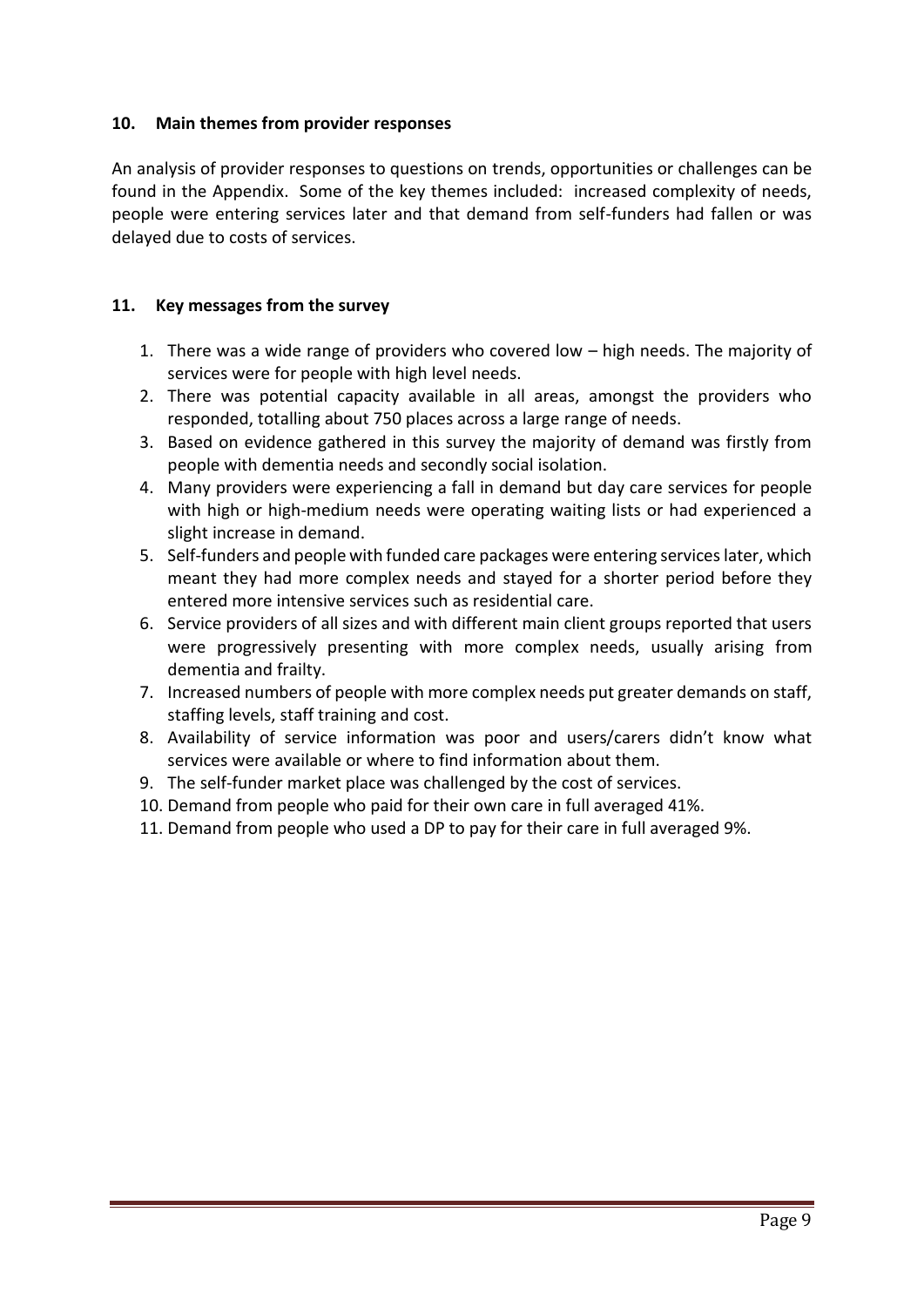## 10. Main themes from provider responses

An analysis of provider responses to questions on trends, opportunities or challenges can be found in the Appendix. Some of the key themes included: increased complexity of needs, people were entering services later and that demand from self-funders had fallen or was delayed due to costs of services.

## 11. Key messages from the survey

1. There was a wide range of providers who covered low – high needs. The majority of services were for people with high level needs.
2. There was potential capacity available in all areas, amongst the providers who responded, totalling about 750 places across a large range of needs.
3. Based on evidence gathered in this survey the majority of demand was firstly from people with dementia needs and secondly social isolation.
4. Many providers were experiencing a fall in demand but day care services for people with high or high-medium needs were operating waiting lists or had experienced a slight increase in demand.
5. Self-funders and people with funded care packages were entering services later, which meant they had more complex needs and stayed for a shorter period before they entered more intensive services such as residential care.
6. Service providers of all sizes and with different main client groups reported that users were progressively presenting with more complex needs, usually arising from dementia and frailty.
7. Increased numbers of people with more complex needs put greater demands on staff, staffing levels, staff training and cost.
8. Availability of service information was poor and users/carers didn't know what services were available or where to find information about them.
9. The self-funder market place was challenged by the cost of services.
10. Demand from people who paid for their own care in full averaged 41%.
11. Demand from people who used a DP to pay for their care in full averaged 9%.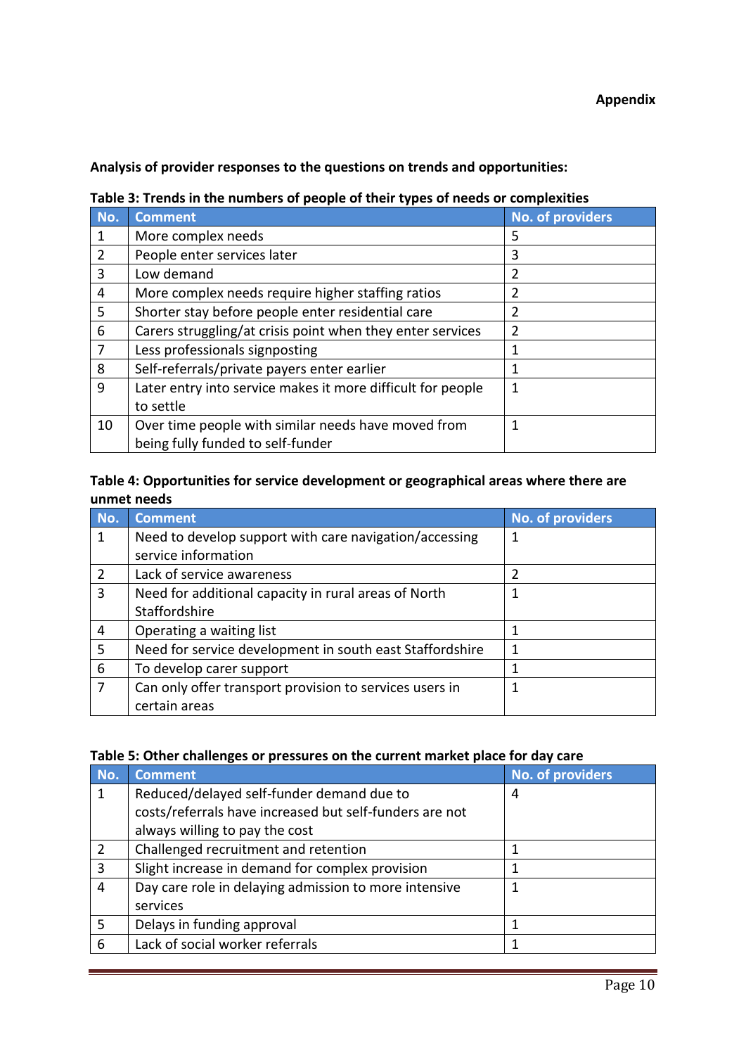**Appendix**

**Analysis of provider responses to the questions on trends and opportunities:**

**Table 3: Trends in the numbers of people of their types of needs or complexities**

| No. | Comment | No. of providers |
|---|---|---|
| 1 | More complex needs | 5 |
| 2 | People enter services later | 3 |
| 3 | Low demand | 2 |
| 4 | More complex needs require higher staffing ratios | 2 |
| 5 | Shorter stay before people enter residential care | 2 |
| 6 | Carers struggling/at crisis point when they enter services | 2 |
| 7 | Less professionals signposting | 1 |
| 8 | Self-referrals/private payers enter earlier | 1 |
| 9 | Later entry into service makes it more difficult for people to settle | 1 |
| 10 | Over time people with similar needs have moved from being fully funded to self-funder | 1 |

**Table 4: Opportunities for service development or geographical areas where there are unmet needs**

| No. | Comment | No. of providers |
|---|---|---|
| 1 | Need to develop support with care navigation/accessing service information | 1 |
| 2 | Lack of service awareness | 2 |
| 3 | Need for additional capacity in rural areas of North Staffordshire | 1 |
| 4 | Operating a waiting list | 1 |
| 5 | Need for service development in south east Staffordshire | 1 |
| 6 | To develop carer support | 1 |
| 7 | Can only offer transport provision to services users in certain areas | 1 |

**Table 5: Other challenges or pressures on the current market place for day care**

| No. | Comment | No. of providers |
|---|---|---|
| 1 | Reduced/delayed self-funder demand due to costs/referrals have increased but self-funders are not always willing to pay the cost | 4 |
| 2 | Challenged recruitment and retention | 1 |
| 3 | Slight increase in demand for complex provision | 1 |
| 4 | Day care role in delaying admission to more intensive services | 1 |
| 5 | Delays in funding approval | 1 |
| 6 | Lack of social worker referrals | 1 |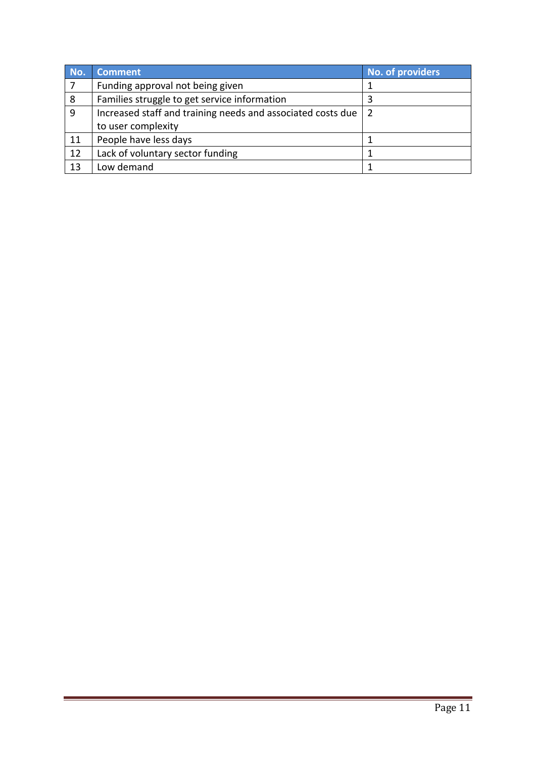| No. | Comment | No. of providers |
| --- | --- | --- |
| 7 | Funding approval not being given | 1 |
| 8 | Families struggle to get service information | 3 |
| 9 | Increased staff and training needs and associated costs due to user complexity | 2 |
| 11 | People have less days | 1 |
| 12 | Lack of voluntary sector funding | 1 |
| 13 | Low demand | 1 |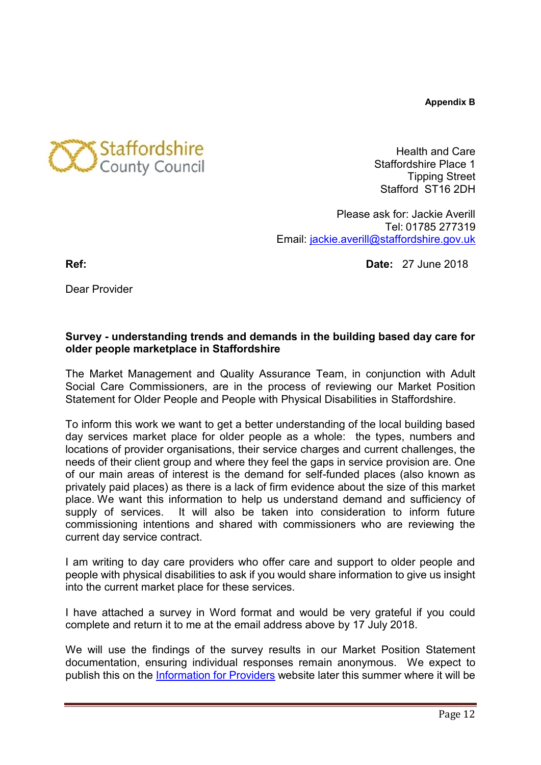**Appendix B**

Staffordshire County Council

Health and Care
Staffordshire Place 1
Tipping Street
Stafford ST16 2DH

Please ask for: Jackie Averill
Tel: 01785 277319
Email: jackie.averill@staffordshire.gov.uk

**Ref:**

**Date:** 27 June 2018

Dear Provider

**Survey - understanding trends and demands in the building based day care for older people marketplace in Staffordshire**

The Market Management and Quality Assurance Team, in conjunction with Adult Social Care Commissioners, are in the process of reviewing our Market Position Statement for Older People and People with Physical Disabilities in Staffordshire.

To inform this work we want to get a better understanding of the local building based day services market place for older people as a whole: the types, numbers and locations of provider organisations, their service charges and current challenges, the needs of their client group and where they feel the gaps in service provision are. One of our main areas of interest is the demand for self-funded places (also known as privately paid places) as there is a lack of firm evidence about the size of this market place. We want this information to help us understand demand and sufficiency of supply of services. It will also be taken into consideration to inform future commissioning intentions and shared with commissioners who are reviewing the current day service contract.

I am writing to day care providers who offer care and support to older people and people with physical disabilities to ask if you would share information to give us insight into the current market place for these services.

I have attached a survey in Word format and would be very grateful if you could complete and return it to me at the email address above by 17 July 2018.

We will use the findings of the survey results in our Market Position Statement documentation, ensuring individual responses remain anonymous. We expect to publish this on the Information for Providers website later this summer where it will be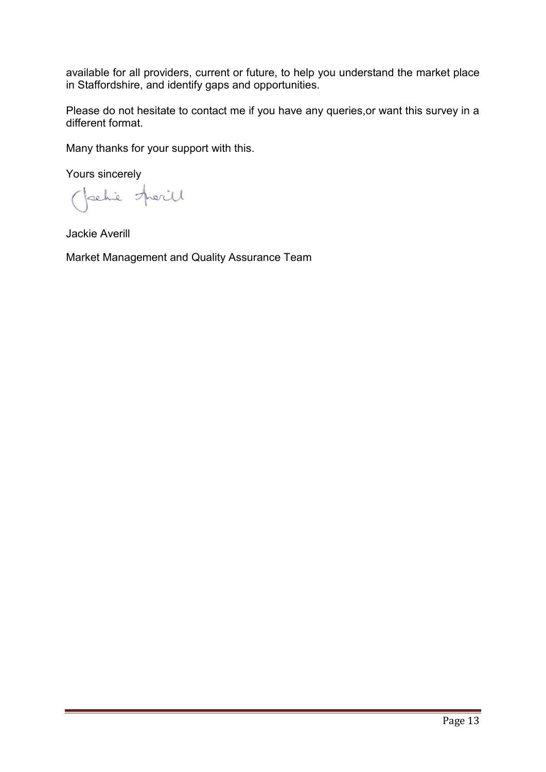available for all providers, current or future, to help you understand the market place in Staffordshire, and identify gaps and opportunities.

Please do not hesitate to contact me if you have any queries,or want this survey in a different format.

Many thanks for your support with this.

Yours sincerely

Jackie Averill

Market Management and Quality Assurance Team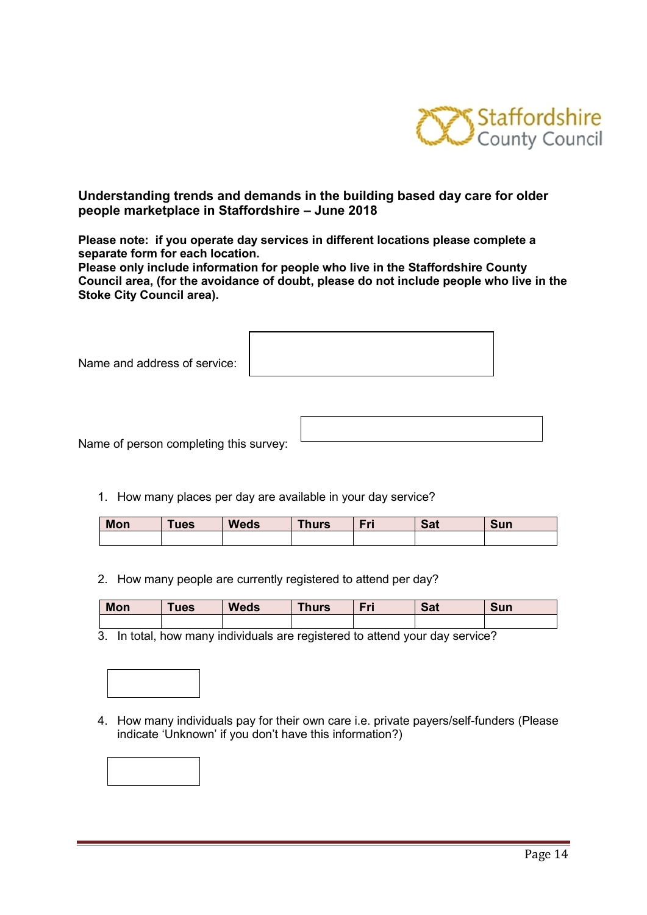Staffordshire County Council

**Understanding trends and demands in the building based day care for older people marketplace in Staffordshire – June 2018**

**Please note: if you operate day services in different locations please complete a separate form for each location.**
**Please only include information for people who live in the Staffordshire County Council area, (for the avoidance of doubt, please do not include people who live in the Stoke City Council area).**

Name and address of service:

Name of person completing this survey:

1. How many places per day are available in your day service?

| Mon | Tues | Weds | Thurs | Fri | Sat | Sun |
|---|---|---|---|---|---|---|
| | | | | | | |

2. How many people are currently registered to attend per day?

| Mon | Tues | Weds | Thurs | Fri | Sat | Sun |
|---|---|---|---|---|---|---|
| | | | | | | |

3. In total, how many individuals are registered to attend your day service?

4. How many individuals pay for their own care i.e. private payers/self-funders (Please indicate 'Unknown' if you don't have this information?)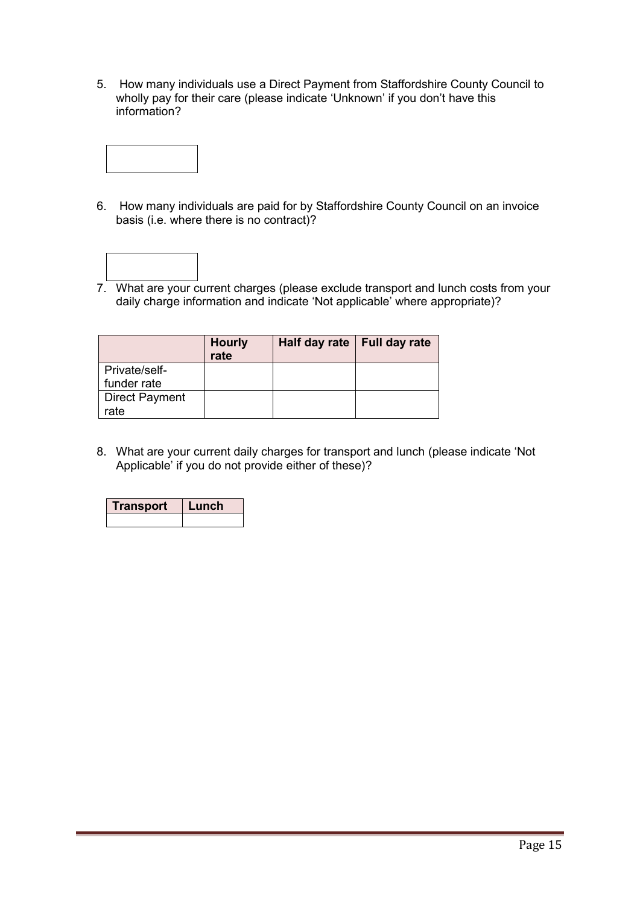5. How many individuals use a Direct Payment from Staffordshire County Council to wholly pay for their care (please indicate 'Unknown' if you don't have this information?

|   |
|---|
|   |

6. How many individuals are paid for by Staffordshire County Council on an invoice basis (i.e. where there is no contract)?

|   |
|---|
|   |

7. What are your current charges (please exclude transport and lunch costs from your daily charge information and indicate 'Not applicable' where appropriate)?

|   | **Hourly rate** | **Half day rate** | **Full day rate** |
|---|---|---|---|
| Private/self-funder rate |   |   |   |
| Direct Payment rate |   |   |   |

8. What are your current daily charges for transport and lunch (please indicate 'Not Applicable' if you do not provide either of these)?

| **Transport** | **Lunch** |
|---|---|
|   |   |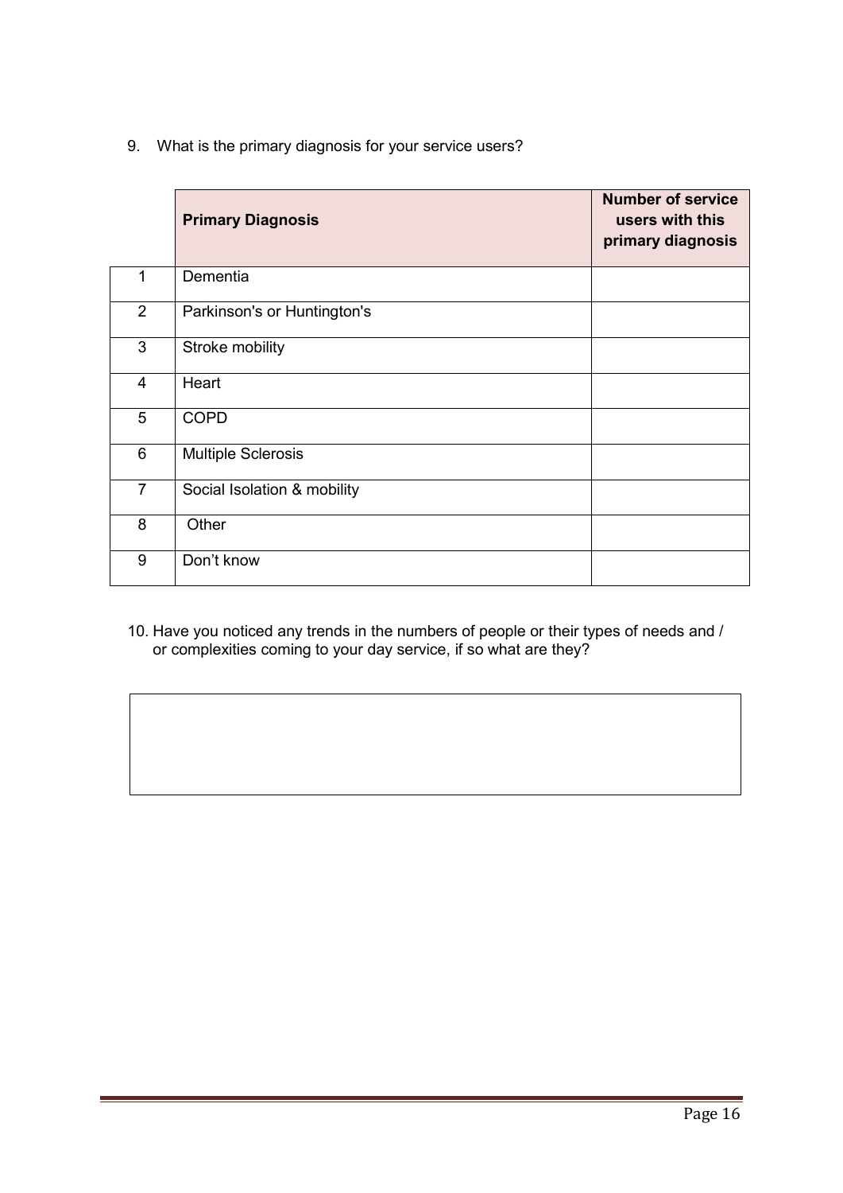9. What is the primary diagnosis for your service users?

| | Primary Diagnosis | Number of service users with this primary diagnosis |
|---|---|---|
| 1 | Dementia | |
| 2 | Parkinson's or Huntington's | |
| 3 | Stroke mobility | |
| 4 | Heart | |
| 5 | COPD | |
| 6 | Multiple Sclerosis | |
| 7 | Social Isolation & mobility | |
| 8 | Other | |
| 9 | Don't know | |

10. Have you noticed any trends in the numbers of people or their types of needs and / or complexities coming to your day service, if so what are they?

| |
|---|
| |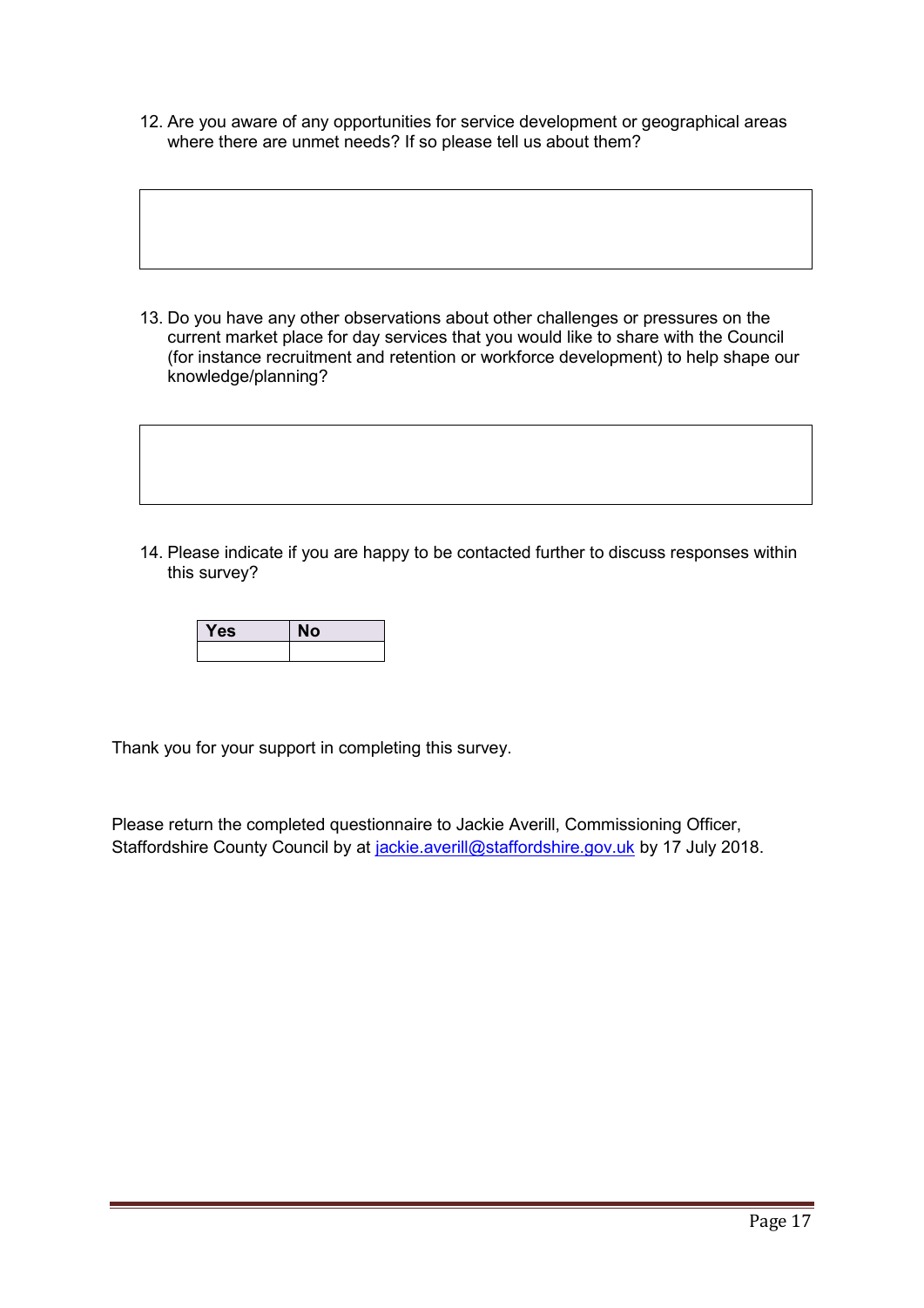12. Are you aware of any opportunities for service development or geographical areas where there are unmet needs? If so please tell us about them?

| |
|---|
| |

13. Do you have any other observations about other challenges or pressures on the current market place for day services that you would like to share with the Council (for instance recruitment and retention or workforce development) to help shape our knowledge/planning?

| |
|---|
| |

14. Please indicate if you are happy to be contacted further to discuss responses within this survey?

| Yes | No |
|---|---|
| | |

Thank you for your support in completing this survey.

Please return the completed questionnaire to Jackie Averill, Commissioning Officer, Staffordshire County Council by at jackie.averill@staffordshire.gov.uk by 17 July 2018.